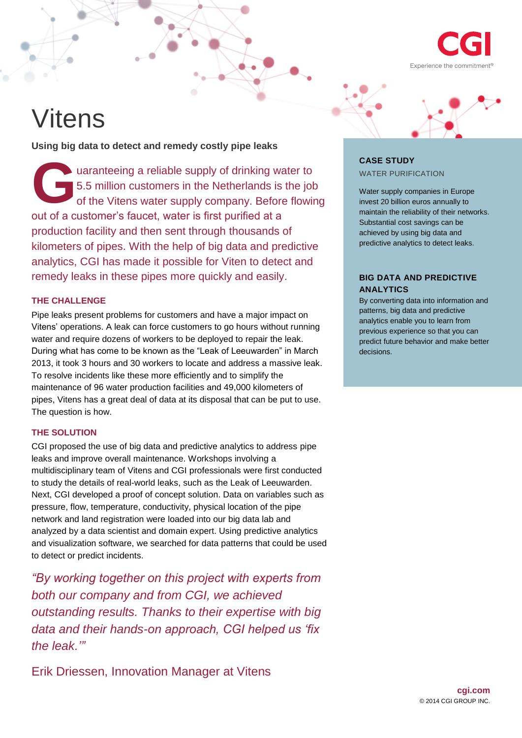# Vitens

**Using big data to detect and remedy costly pipe leaks**

Guaranteeing a reliable supply of drinking water to 5.5 million customers in the Netherlands is the job of the Vitens water supply company. Before flowing out of a customer's faucet, water is first purified at a production facility and then sent through thousands of kilometers of pipes. With the help of big data and predictive analytics, CGI has made it possible for Viten to detect and remedy leaks in these pipes more quickly and easily.

## THE CHALLENGE

Pipe leaks present problems for customers and have a major impact on Vitens' operations. A leak can force customers to go hours without running water and require dozens of workers to be deployed to repair the leak. During what has come to be known as the "Leak of Leeuwarden" in March 2013, it took 3 hours and 30 workers to locate and address a massive leak. To resolve incidents like these more efficiently and to simplify the maintenance of 96 water production facilities and 49,000 kilometers of pipes, Vitens has a great deal of data at its disposal that can be put to use. The question is how.

## THE SOLUTION

CGI proposed the use of big data and predictive analytics to address pipe leaks and improve overall maintenance. Workshops involving a multidisciplinary team of Vitens and CGI professionals were first conducted to study the details of real-world leaks, such as the Leak of Leeuwarden. Next, CGI developed a proof of concept solution. Data on variables such as pressure, flow, temperature, conductivity, physical location of the pipe network and land registration were loaded into our big data lab and analyzed by a data scientist and domain expert. Using predictive analytics and visualization software, we searched for data patterns that could be used to detect or predict incidents.

*"By working together on this project with experts from both our company and from CGI, we achieved outstanding results. Thanks to their expertise with big data and their hands-on approach, CGI helped us 'fix the leak.'"*

Erik Driessen, Innovation Manager at Vitens

**CASE STUDY**

WATER PURIFICATION

Water supply companies in Europe invest 20 billion euros annually to maintain the reliability of their networks. Substantial cost savings can be achieved by using big data and predictive analytics to detect leaks.

**BIG DATA AND PREDICTIVE ANALYTICS**

By converting data into information and patterns, big data and predictive analytics enable you to learn from previous experience so that you can predict future behavior and make better decisions.

cgi.com

© 2014 CGI GROUP INC.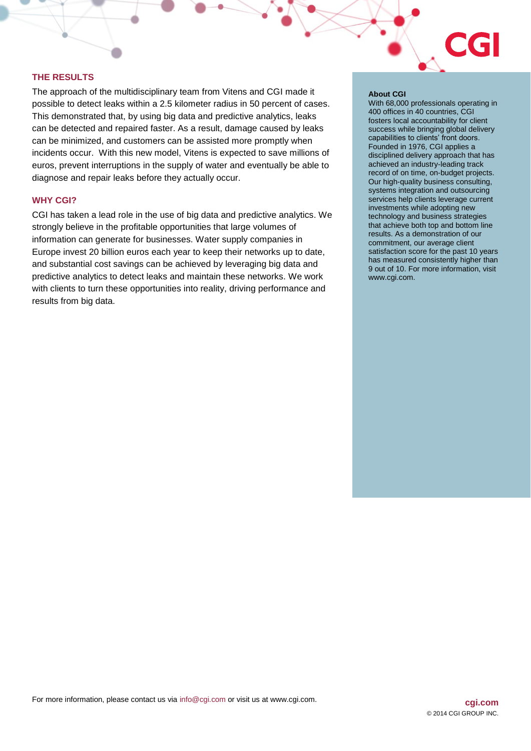## THE RESULTS

The approach of the multidisciplinary team from Vitens and CGI made it possible to detect leaks within a 2.5 kilometer radius in 50 percent of cases. This demonstrated that, by using big data and predictive analytics, leaks can be detected and repaired faster. As a result, damage caused by leaks can be minimized, and customers can be assisted more promptly when incidents occur. With this new model, Vitens is expected to save millions of euros, prevent interruptions in the supply of water and eventually be able to diagnose and repair leaks before they actually occur.

## WHY CGI?

CGI has taken a lead role in the use of big data and predictive analytics. We strongly believe in the profitable opportunities that large volumes of information can generate for businesses. Water supply companies in Europe invest 20 billion euros each year to keep their networks up to date, and substantial cost savings can be achieved by leveraging big data and predictive analytics to detect leaks and maintain these networks. We work with clients to turn these opportunities into reality, driving performance and results from big data.

**About CGI**

With 68,000 professionals operating in 400 offices in 40 countries, CGI fosters local accountability for client success while bringing global delivery capabilities to clients' front doors. Founded in 1976, CGI applies a disciplined delivery approach that has achieved an industry-leading track record of on time, on-budget projects. Our high-quality business consulting, systems integration and outsourcing services help clients leverage current investments while adopting new technology and business strategies that achieve both top and bottom line results. As a demonstration of our commitment, our average client satisfaction score for the past 10 years has measured consistently higher than 9 out of 10. For more information, visit www.cgi.com.

For more information, please contact us via info@cgi.com or visit us at www.cgi.com.

cgi.com

© 2014 CGI GROUP INC.